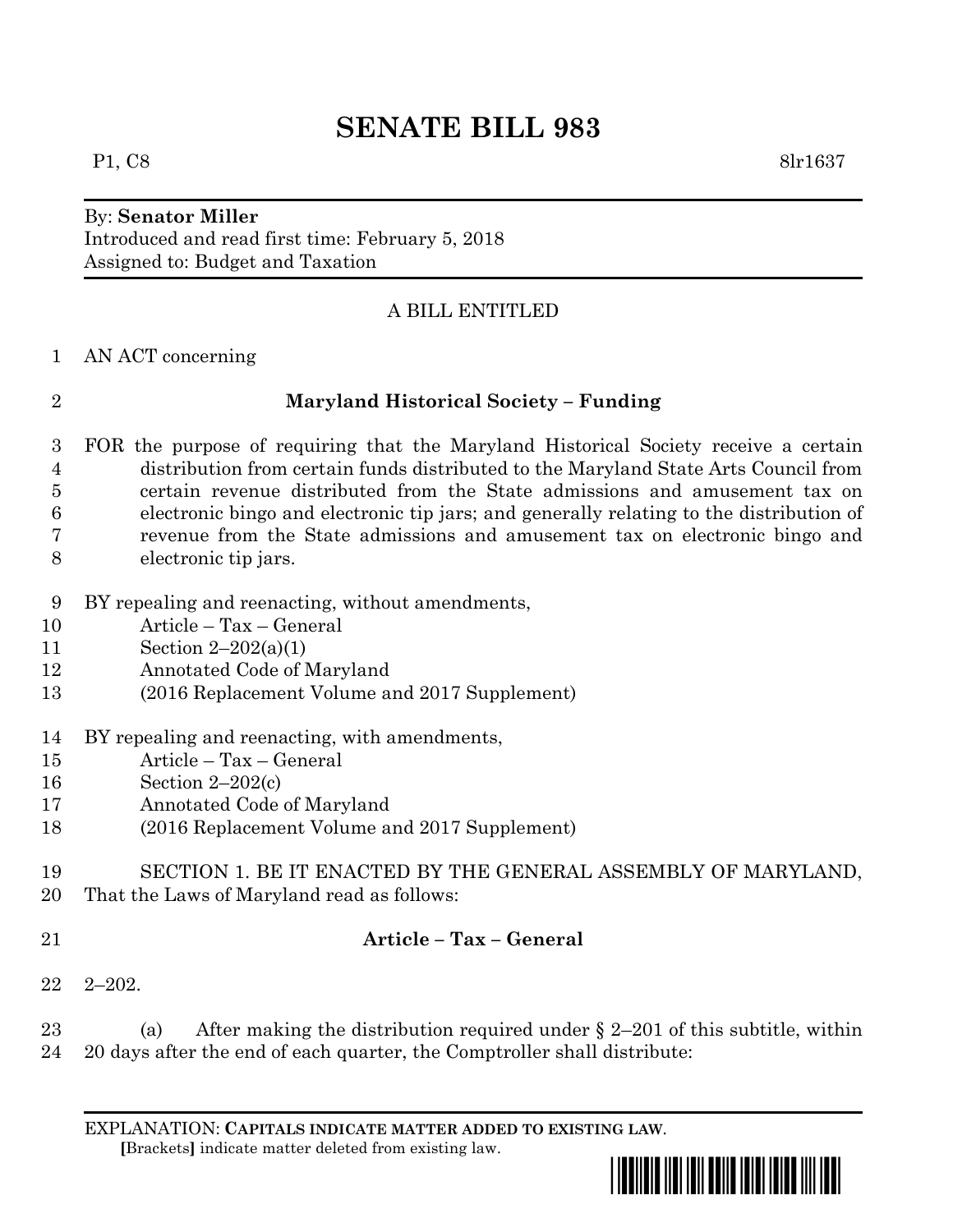# SENATE BILL 983

P1, C8 8lr1637

By: **Senator Miller**
Introduced and read first time: February 5, 2018
Assigned to: Budget and Taxation

A BILL ENTITLED

AN ACT concerning

**Maryland Historical Society – Funding**

FOR the purpose of requiring that the Maryland Historical Society receive a certain distribution from certain funds distributed to the Maryland State Arts Council from certain revenue distributed from the State admissions and amusement tax on electronic bingo and electronic tip jars; and generally relating to the distribution of revenue from the State admissions and amusement tax on electronic bingo and electronic tip jars.

BY repealing and reenacting, without amendments,
Article – Tax – General
Section 2–202(a)(1)
Annotated Code of Maryland
(2016 Replacement Volume and 2017 Supplement)

BY repealing and reenacting, with amendments,
Article – Tax – General
Section 2–202(c)
Annotated Code of Maryland
(2016 Replacement Volume and 2017 Supplement)

SECTION 1. BE IT ENACTED BY THE GENERAL ASSEMBLY OF MARYLAND, That the Laws of Maryland read as follows:

**Article – Tax – General**

2–202.

(a) After making the distribution required under § 2–201 of this subtitle, within 20 days after the end of each quarter, the Comptroller shall distribute:

EXPLANATION: **CAPITALS INDICATE MATTER ADDED TO EXISTING LAW.**
**[**Brackets**]** indicate matter deleted from existing law.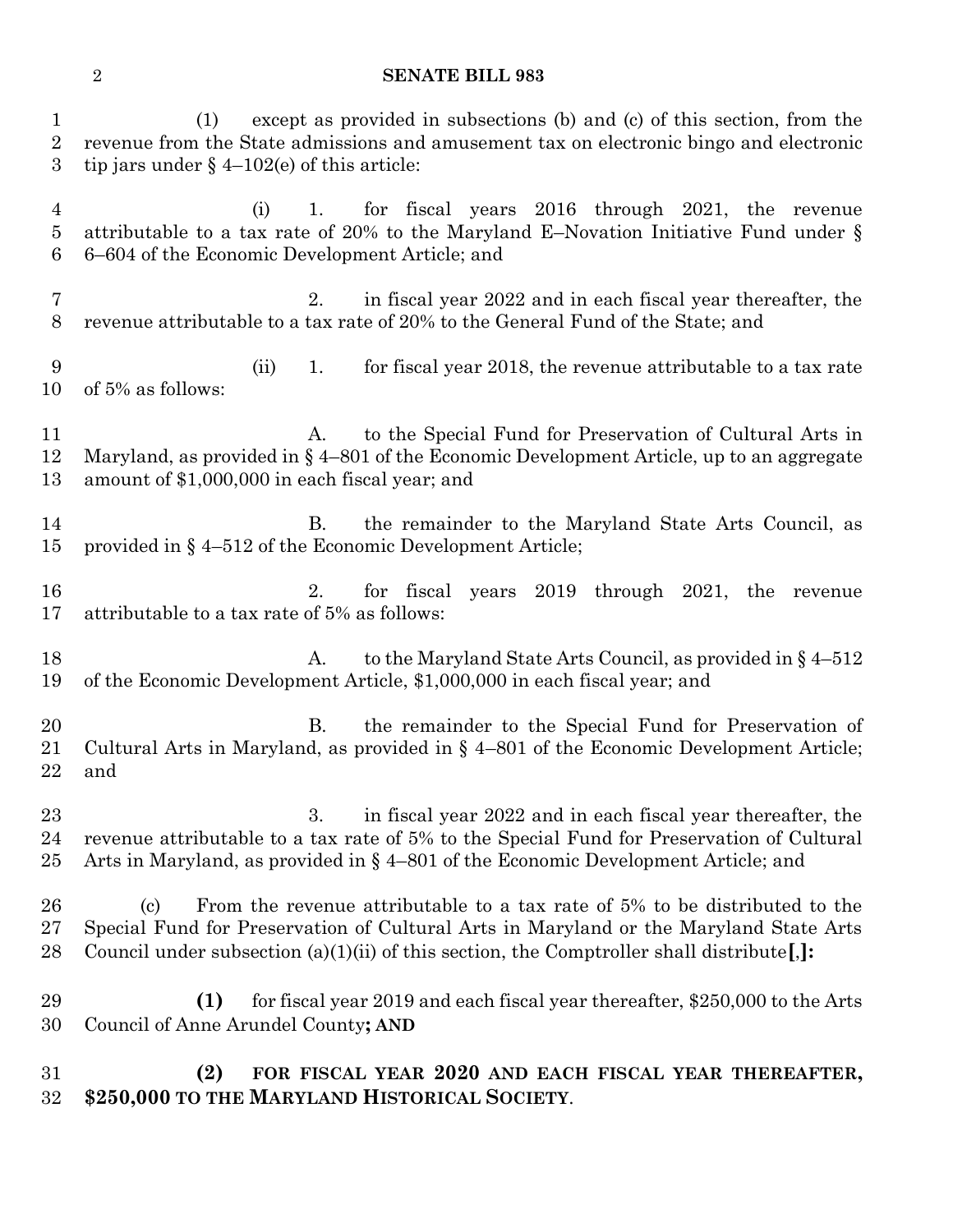(1) except as provided in subsections (b) and (c) of this section, from the revenue from the State admissions and amusement tax on electronic bingo and electronic tip jars under § 4–102(e) of this article:

(i) 1. for fiscal years 2016 through 2021, the revenue attributable to a tax rate of 20% to the Maryland E–Novation Initiative Fund under § 6–604 of the Economic Development Article; and

2. in fiscal year 2022 and in each fiscal year thereafter, the revenue attributable to a tax rate of 20% to the General Fund of the State; and

(ii) 1. for fiscal year 2018, the revenue attributable to a tax rate of 5% as follows:

A. to the Special Fund for Preservation of Cultural Arts in Maryland, as provided in § 4–801 of the Economic Development Article, up to an aggregate amount of $1,000,000 in each fiscal year; and

B. the remainder to the Maryland State Arts Council, as provided in § 4–512 of the Economic Development Article;

2. for fiscal years 2019 through 2021, the revenue attributable to a tax rate of 5% as follows:

A. to the Maryland State Arts Council, as provided in § 4–512 of the Economic Development Article, $1,000,000 in each fiscal year; and

B. the remainder to the Special Fund for Preservation of Cultural Arts in Maryland, as provided in § 4–801 of the Economic Development Article; and

3. in fiscal year 2022 and in each fiscal year thereafter, the revenue attributable to a tax rate of 5% to the Special Fund for Preservation of Cultural Arts in Maryland, as provided in § 4–801 of the Economic Development Article; and

(c) From the revenue attributable to a tax rate of 5% to be distributed to the Special Fund for Preservation of Cultural Arts in Maryland or the Maryland State Arts Council under subsection (a)(1)(ii) of this section, the Comptroller shall distribute**[**,**]:**

**(1)** for fiscal year 2019 and each fiscal year thereafter, $250,000 to the Arts Council of Anne Arundel County**; AND**

**(2) FOR FISCAL YEAR 2020 AND EACH FISCAL YEAR THEREAFTER, $250,000 TO THE MARYLAND HISTORICAL SOCIETY**.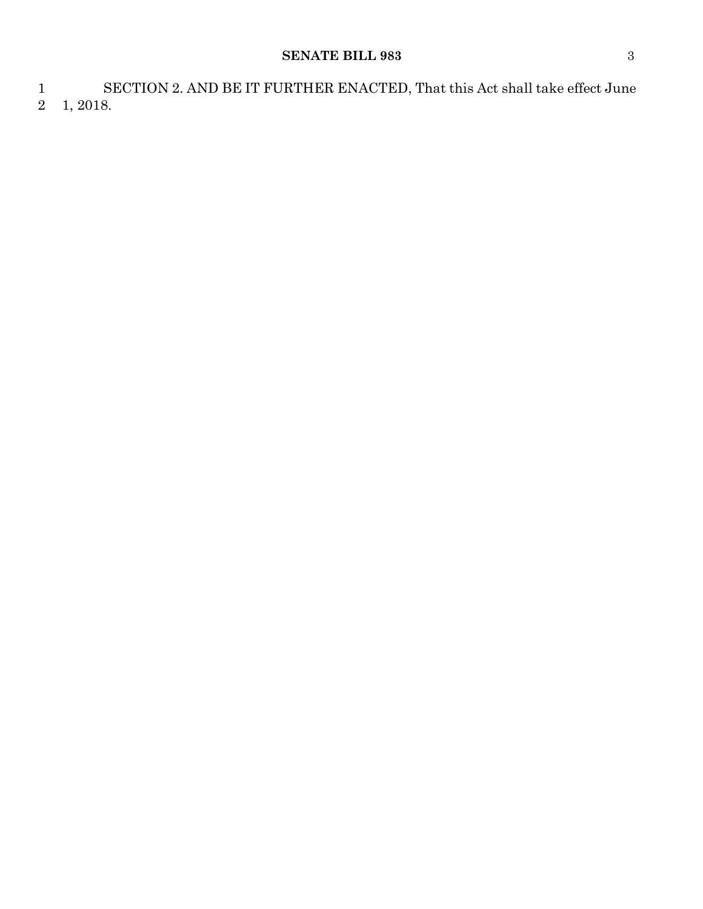SECTION 2. AND BE IT FURTHER ENACTED, That this Act shall take effect June 1, 2018.